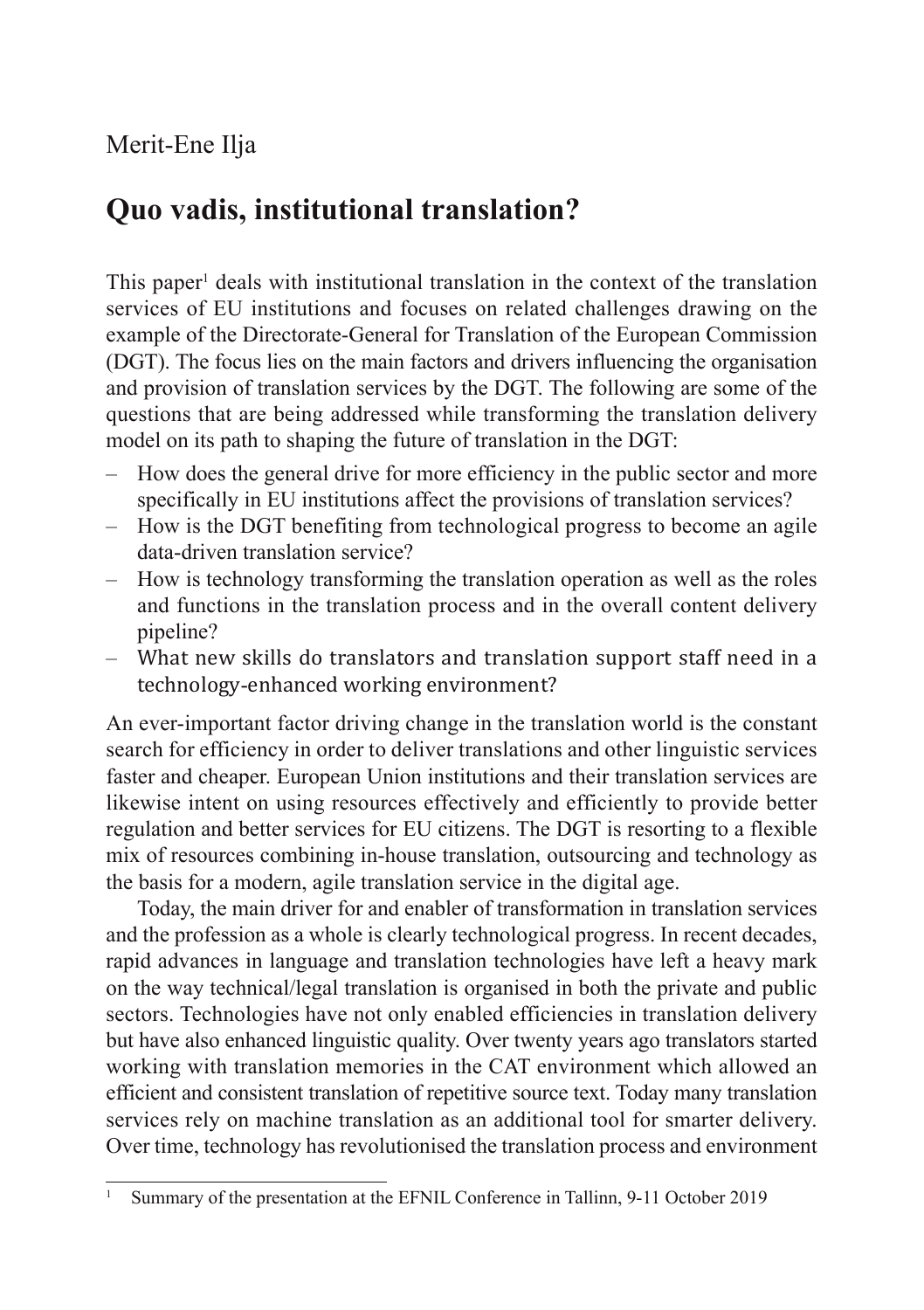Merit-Ene Ilja

# Quo vadis, institutional translation?

This paper[1] deals with institutional translation in the context of the translation services of EU institutions and focuses on related challenges drawing on the example of the Directorate-General for Translation of the European Commission (DGT). The focus lies on the main factors and drivers influencing the organisation and provision of translation services by the DGT. The following are some of the questions that are being addressed while transforming the translation delivery model on its path to shaping the future of translation in the DGT:

- How does the general drive for more efficiency in the public sector and more specifically in EU institutions affect the provisions of translation services?
- How is the DGT benefiting from technological progress to become an agile data-driven translation service?
- How is technology transforming the translation operation as well as the roles and functions in the translation process and in the overall content delivery pipeline?
- What new skills do translators and translation support staff need in a technology-enhanced working environment?

An ever-important factor driving change in the translation world is the constant search for efficiency in order to deliver translations and other linguistic services faster and cheaper. European Union institutions and their translation services are likewise intent on using resources effectively and efficiently to provide better regulation and better services for EU citizens. The DGT is resorting to a flexible mix of resources combining in-house translation, outsourcing and technology as the basis for a modern, agile translation service in the digital age.

Today, the main driver for and enabler of transformation in translation services and the profession as a whole is clearly technological progress. In recent decades, rapid advances in language and translation technologies have left a heavy mark on the way technical/legal translation is organised in both the private and public sectors. Technologies have not only enabled efficiencies in translation delivery but have also enhanced linguistic quality. Over twenty years ago translators started working with translation memories in the CAT environment which allowed an efficient and consistent translation of repetitive source text. Today many translation services rely on machine translation as an additional tool for smarter delivery. Over time, technology has revolutionised the translation process and environment

[1] Summary of the presentation at the EFNIL Conference in Tallinn, 9-11 October 2019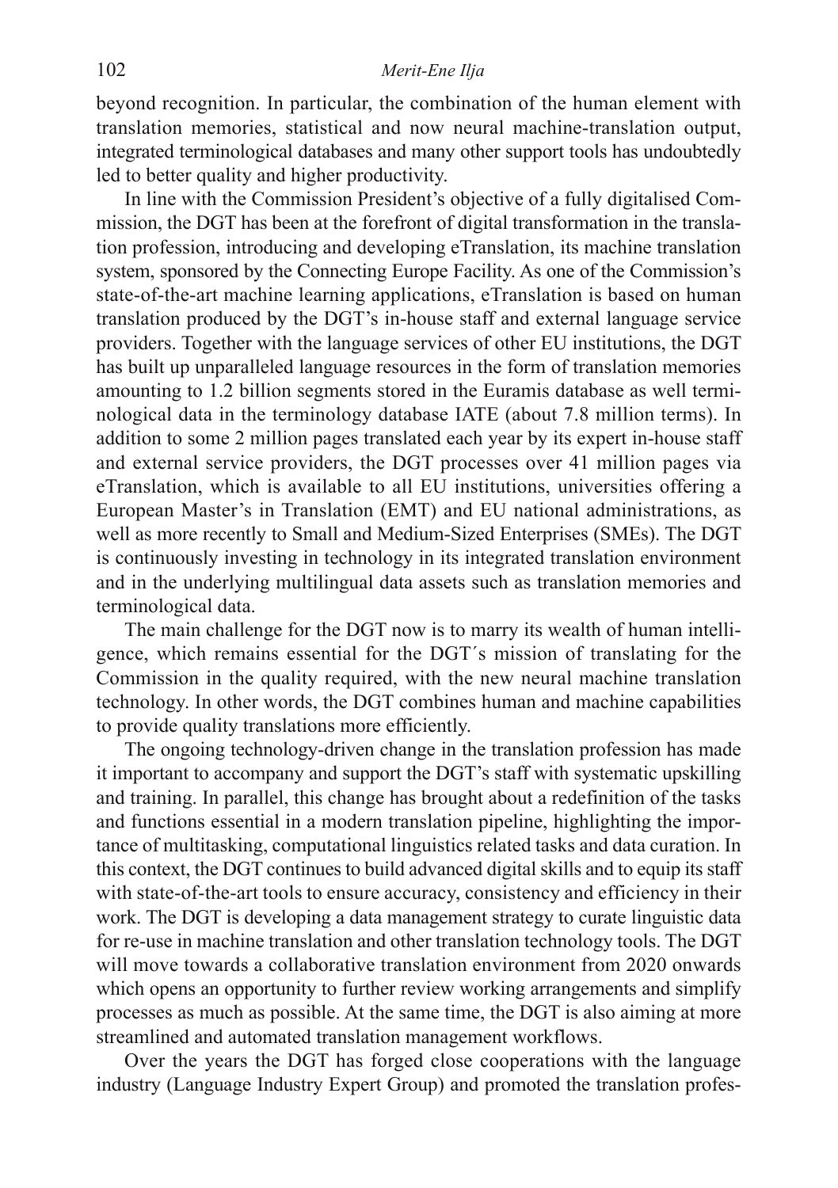beyond recognition. In particular, the combination of the human element with translation memories, statistical and now neural machine-translation output, integrated terminological databases and many other support tools has undoubtedly led to better quality and higher productivity.

In line with the Commission President's objective of a fully digitalised Commission, the DGT has been at the forefront of digital transformation in the translation profession, introducing and developing eTranslation, its machine translation system, sponsored by the Connecting Europe Facility. As one of the Commission's state-of-the-art machine learning applications, eTranslation is based on human translation produced by the DGT's in-house staff and external language service providers. Together with the language services of other EU institutions, the DGT has built up unparalleled language resources in the form of translation memories amounting to 1.2 billion segments stored in the Euramis database as well terminological data in the terminology database IATE (about 7.8 million terms). In addition to some 2 million pages translated each year by its expert in-house staff and external service providers, the DGT processes over 41 million pages via eTranslation, which is available to all EU institutions, universities offering a European Master's in Translation (EMT) and EU national administrations, as well as more recently to Small and Medium-Sized Enterprises (SMEs). The DGT is continuously investing in technology in its integrated translation environment and in the underlying multilingual data assets such as translation memories and terminological data.

The main challenge for the DGT now is to marry its wealth of human intelligence, which remains essential for the DGT´s mission of translating for the Commission in the quality required, with the new neural machine translation technology. In other words, the DGT combines human and machine capabilities to provide quality translations more efficiently.

The ongoing technology-driven change in the translation profession has made it important to accompany and support the DGT's staff with systematic upskilling and training. In parallel, this change has brought about a redefinition of the tasks and functions essential in a modern translation pipeline, highlighting the importance of multitasking, computational linguistics related tasks and data curation. In this context, the DGT continues to build advanced digital skills and to equip its staff with state-of-the-art tools to ensure accuracy, consistency and efficiency in their work. The DGT is developing a data management strategy to curate linguistic data for re-use in machine translation and other translation technology tools. The DGT will move towards a collaborative translation environment from 2020 onwards which opens an opportunity to further review working arrangements and simplify processes as much as possible. At the same time, the DGT is also aiming at more streamlined and automated translation management workflows.

Over the years the DGT has forged close cooperations with the language industry (Language Industry Expert Group) and promoted the translation profes-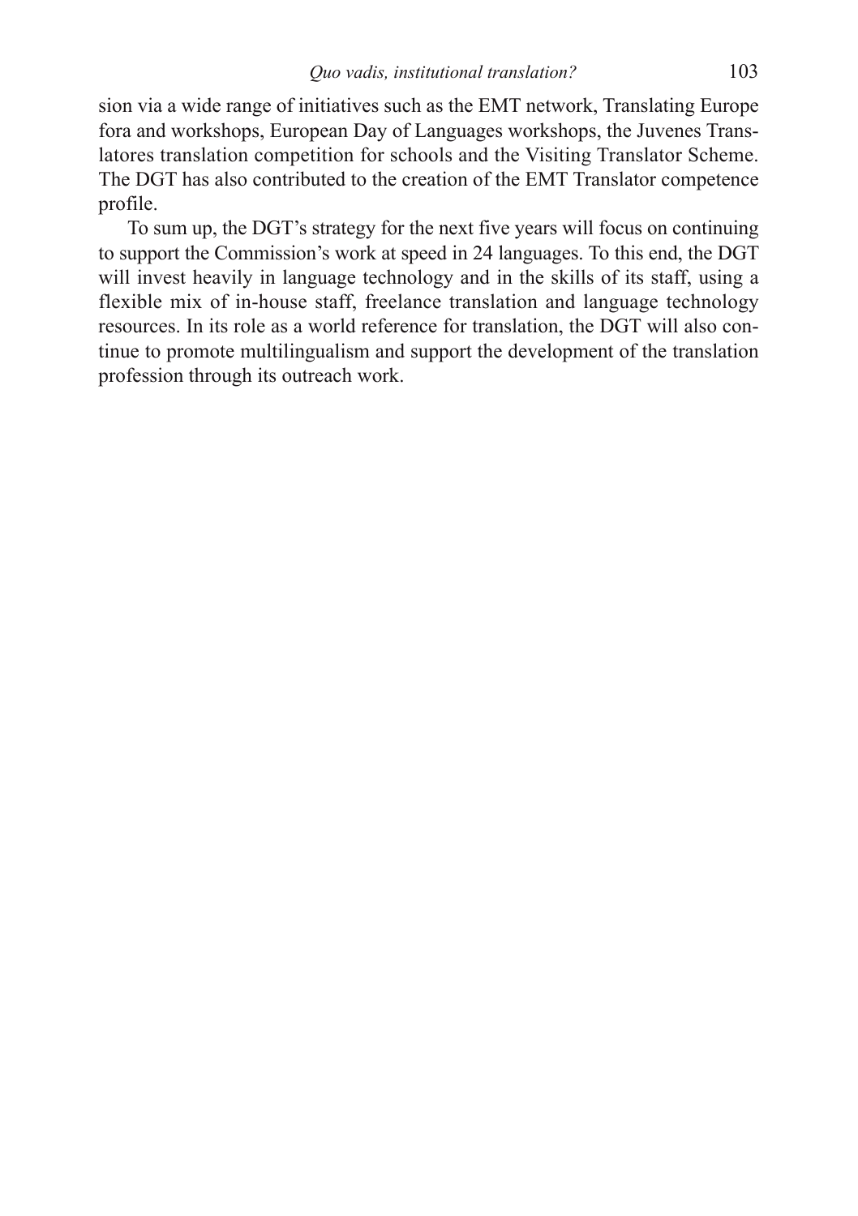sion via a wide range of initiatives such as the EMT network, Translating Europe fora and workshops, European Day of Languages workshops, the Juvenes Translatores translation competition for schools and the Visiting Translator Scheme. The DGT has also contributed to the creation of the EMT Translator competence profile.

To sum up, the DGT's strategy for the next five years will focus on continuing to support the Commission's work at speed in 24 languages. To this end, the DGT will invest heavily in language technology and in the skills of its staff, using a flexible mix of in-house staff, freelance translation and language technology resources. In its role as a world reference for translation, the DGT will also continue to promote multilingualism and support the development of the translation profession through its outreach work.